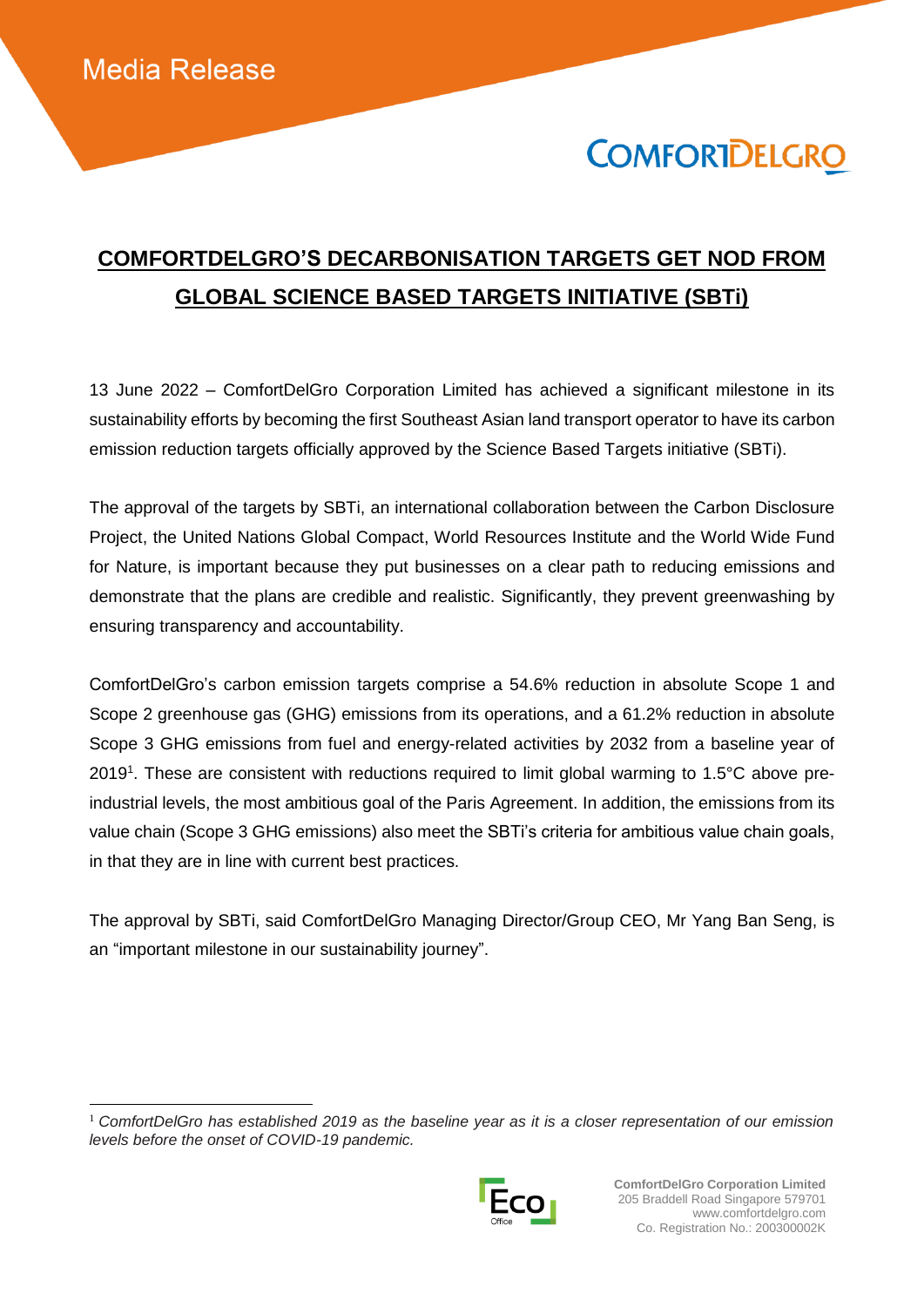Media Release

# COMFORTDELGRO'S DECARBONISATION TARGETS GET NOD FROM GLOBAL SCIENCE BASED TARGETS INITIATIVE (SBTi)

13 June 2022 – ComfortDelGro Corporation Limited has achieved a significant milestone in its sustainability efforts by becoming the first Southeast Asian land transport operator to have its carbon emission reduction targets officially approved by the Science Based Targets initiative (SBTi).

The approval of the targets by SBTi, an international collaboration between the Carbon Disclosure Project, the United Nations Global Compact, World Resources Institute and the World Wide Fund for Nature, is important because they put businesses on a clear path to reducing emissions and demonstrate that the plans are credible and realistic. Significantly, they prevent greenwashing by ensuring transparency and accountability.

ComfortDelGro's carbon emission targets comprise a 54.6% reduction in absolute Scope 1 and Scope 2 greenhouse gas (GHG) emissions from its operations, and a 61.2% reduction in absolute Scope 3 GHG emissions from fuel and energy-related activities by 2032 from a baseline year of 2019[1]. These are consistent with reductions required to limit global warming to 1.5°C above pre-industrial levels, the most ambitious goal of the Paris Agreement. In addition, the emissions from its value chain (Scope 3 GHG emissions) also meet the SBTi's criteria for ambitious value chain goals, in that they are in line with current best practices.

The approval by SBTi, said ComfortDelGro Managing Director/Group CEO, Mr Yang Ban Seng, is an "important milestone in our sustainability journey".

[1] *ComfortDelGro has established 2019 as the baseline year as it is a closer representation of our emission levels before the onset of COVID-19 pandemic.*

**ComfortDelGro Corporation Limited**
205 Braddell Road Singapore 579701
www.comfortdelgro.com
Co. Registration No.: 200300002K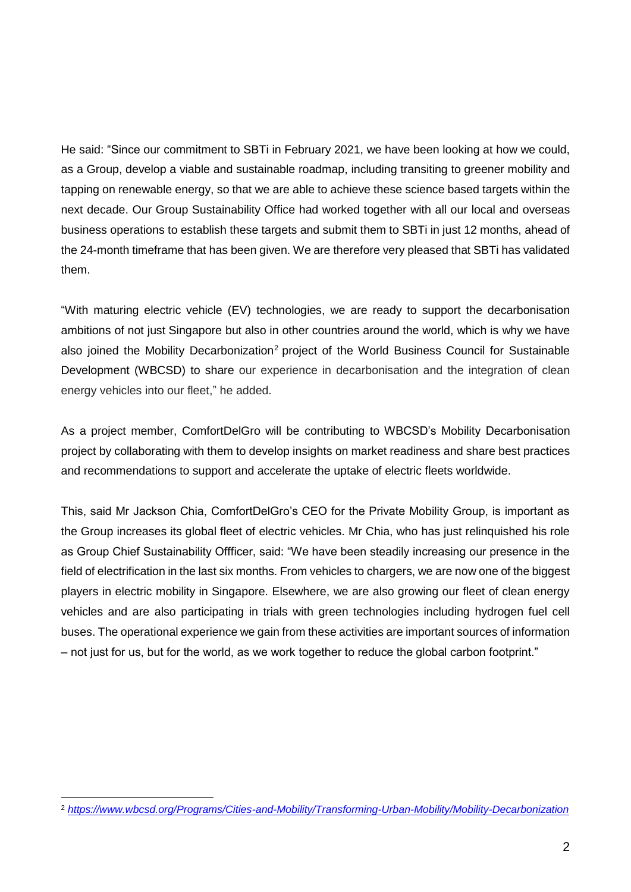He said: "Since our commitment to SBTi in February 2021, we have been looking at how we could, as a Group, develop a viable and sustainable roadmap, including transiting to greener mobility and tapping on renewable energy, so that we are able to achieve these science based targets within the next decade. Our Group Sustainability Office had worked together with all our local and overseas business operations to establish these targets and submit them to SBTi in just 12 months, ahead of the 24-month timeframe that has been given. We are therefore very pleased that SBTi has validated them.

"With maturing electric vehicle (EV) technologies, we are ready to support the decarbonisation ambitions of not just Singapore but also in other countries around the world, which is why we have also joined the Mobility Decarbonization[2] project of the World Business Council for Sustainable Development (WBCSD) to share our experience in decarbonisation and the integration of clean energy vehicles into our fleet," he added.

As a project member, ComfortDelGro will be contributing to WBCSD's Mobility Decarbonisation project by collaborating with them to develop insights on market readiness and share best practices and recommendations to support and accelerate the uptake of electric fleets worldwide.

This, said Mr Jackson Chia, ComfortDelGro's CEO for the Private Mobility Group, is important as the Group increases its global fleet of electric vehicles. Mr Chia, who has just relinquished his role as Group Chief Sustainability Offficer, said: "We have been steadily increasing our presence in the field of electrification in the last six months. From vehicles to chargers, we are now one of the biggest players in electric mobility in Singapore. Elsewhere, we are also growing our fleet of clean energy vehicles and are also participating in trials with green technologies including hydrogen fuel cell buses. The operational experience we gain from these activities are important sources of information – not just for us, but for the world, as we work together to reduce the global carbon footprint."

---

[2] *https://www.wbcsd.org/Programs/Cities-and-Mobility/Transforming-Urban-Mobility/Mobility-Decarbonization*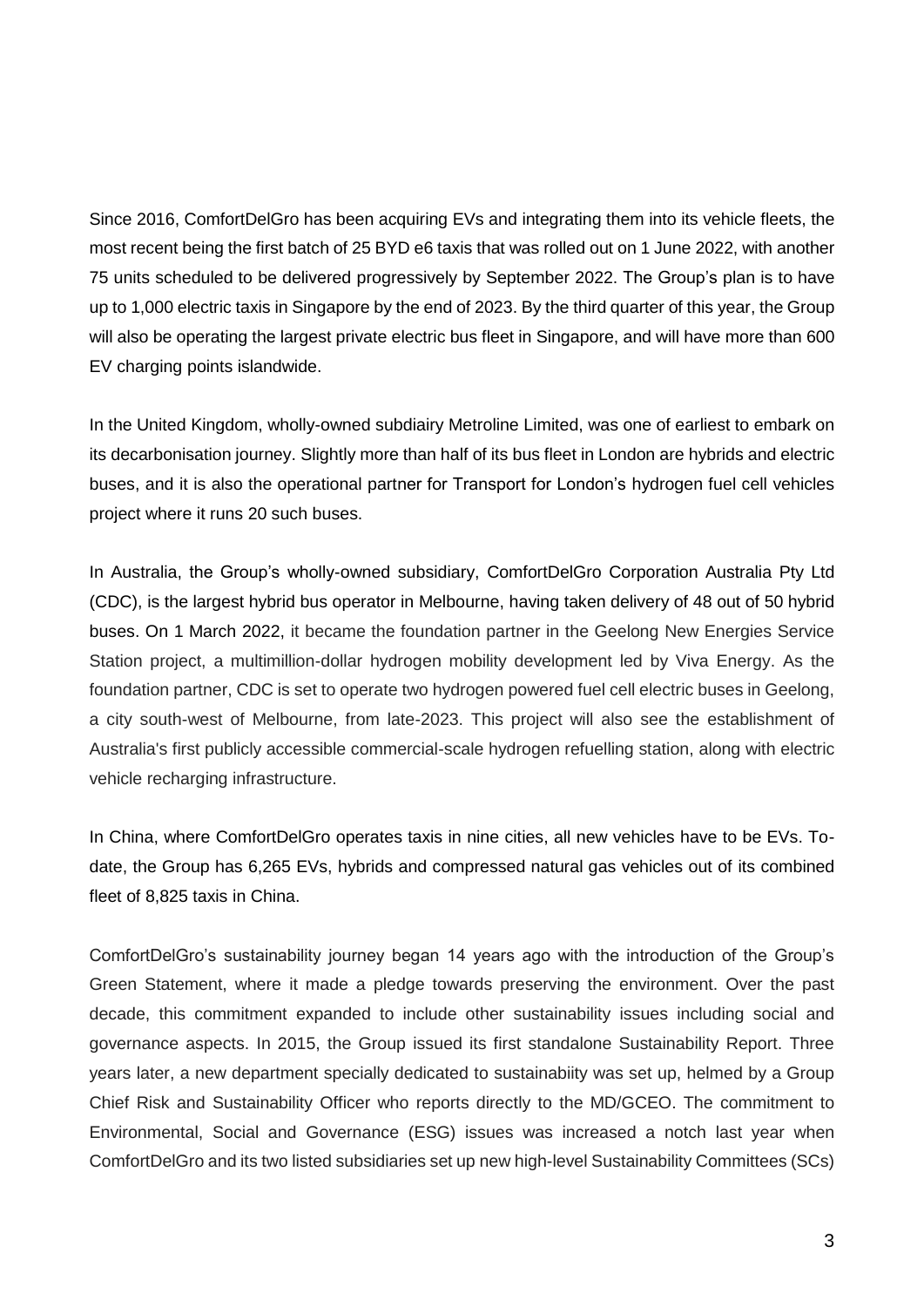Since 2016, ComfortDelGro has been acquiring EVs and integrating them into its vehicle fleets, the most recent being the first batch of 25 BYD e6 taxis that was rolled out on 1 June 2022, with another 75 units scheduled to be delivered progressively by September 2022. The Group's plan is to have up to 1,000 electric taxis in Singapore by the end of 2023. By the third quarter of this year, the Group will also be operating the largest private electric bus fleet in Singapore, and will have more than 600 EV charging points islandwide.

In the United Kingdom, wholly-owned subdiairy Metroline Limited, was one of earliest to embark on its decarbonisation journey. Slightly more than half of its bus fleet in London are hybrids and electric buses, and it is also the operational partner for Transport for London's hydrogen fuel cell vehicles project where it runs 20 such buses.

In Australia, the Group's wholly-owned subsidiary, ComfortDelGro Corporation Australia Pty Ltd (CDC), is the largest hybrid bus operator in Melbourne, having taken delivery of 48 out of 50 hybrid buses. On 1 March 2022, it became the foundation partner in the Geelong New Energies Service Station project, a multimillion-dollar hydrogen mobility development led by Viva Energy. As the foundation partner, CDC is set to operate two hydrogen powered fuel cell electric buses in Geelong, a city south-west of Melbourne, from late-2023. This project will also see the establishment of Australia's first publicly accessible commercial-scale hydrogen refuelling station, along with electric vehicle recharging infrastructure.

In China, where ComfortDelGro operates taxis in nine cities, all new vehicles have to be EVs. To-date, the Group has 6,265 EVs, hybrids and compressed natural gas vehicles out of its combined fleet of 8,825 taxis in China.

ComfortDelGro's sustainability journey began 14 years ago with the introduction of the Group's Green Statement, where it made a pledge towards preserving the environment. Over the past decade, this commitment expanded to include other sustainability issues including social and governance aspects. In 2015, the Group issued its first standalone Sustainability Report. Three years later, a new department specially dedicated to sustainabiity was set up, helmed by a Group Chief Risk and Sustainability Officer who reports directly to the MD/GCEO. The commitment to Environmental, Social and Governance (ESG) issues was increased a notch last year when ComfortDelGro and its two listed subsidiaries set up new high-level Sustainability Committees (SCs)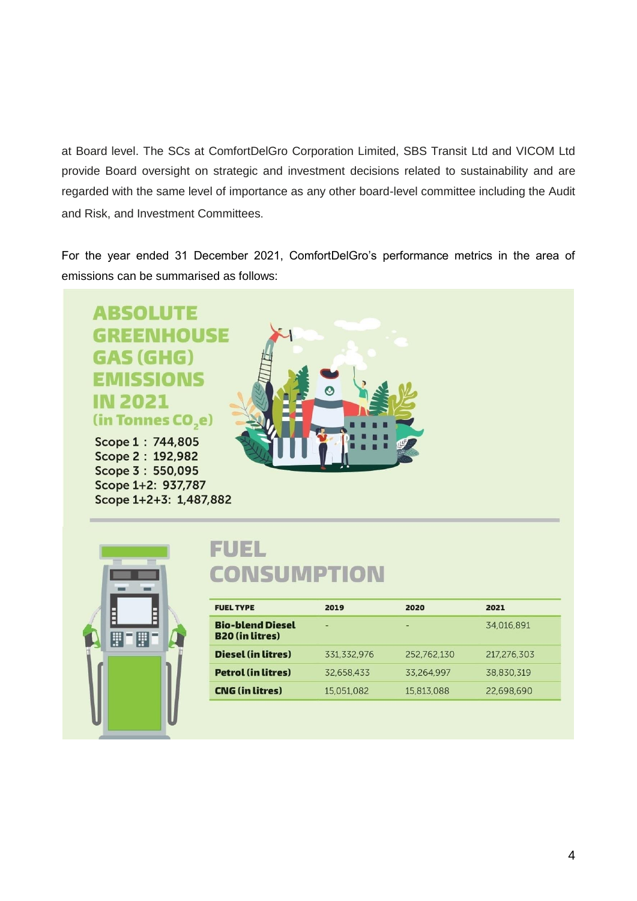at Board level. The SCs at ComfortDelGro Corporation Limited, SBS Transit Ltd and VICOM Ltd provide Board oversight on strategic and investment decisions related to sustainability and are regarded with the same level of importance as any other board-level committee including the Audit and Risk, and Investment Committees.

For the year ended 31 December 2021, ComfortDelGro's performance metrics in the area of emissions can be summarised as follows:

## ABSOLUTE GREENHOUSE GAS (GHG) EMISSIONS IN 2021

**(in Tonnes $CO_2e$)**

Scope 1 : 744,805
Scope 2 : 192,982
Scope 3 : 550,095
Scope 1+2: 937,787
Scope 1+2+3: 1,487,882

## FUEL CONSUMPTION

| FUEL TYPE | 2019 | 2020 | 2021 |
| --- | --- | --- | --- |
| **Bio-blend Diesel B20 (in litres)** | - | - | 34,016,891 |
| **Diesel (in litres)** | 331,332,976 | 252,762,130 | 217,276,303 |
| **Petrol (in litres)** | 32,658,433 | 33,264,997 | 38,830,319 |
| **CNG (in litres)** | 15,051,082 | 15,813,088 | 22,698,690 |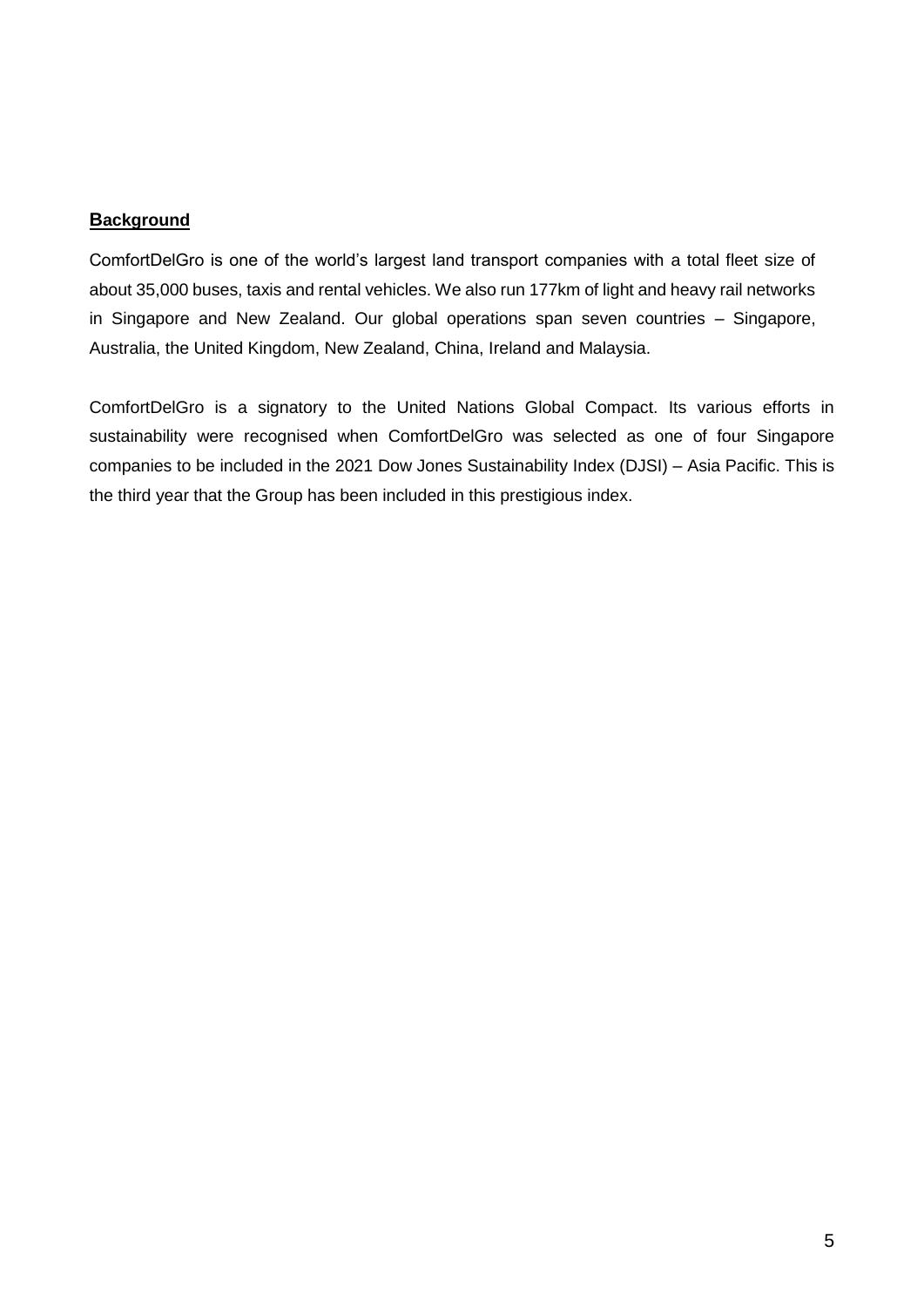**Background**

ComfortDelGro is one of the world's largest land transport companies with a total fleet size of about 35,000 buses, taxis and rental vehicles. We also run 177km of light and heavy rail networks in Singapore and New Zealand. Our global operations span seven countries – Singapore, Australia, the United Kingdom, New Zealand, China, Ireland and Malaysia.

ComfortDelGro is a signatory to the United Nations Global Compact. Its various efforts in sustainability were recognised when ComfortDelGro was selected as one of four Singapore companies to be included in the 2021 Dow Jones Sustainability Index (DJSI) – Asia Pacific. This is the third year that the Group has been included in this prestigious index.